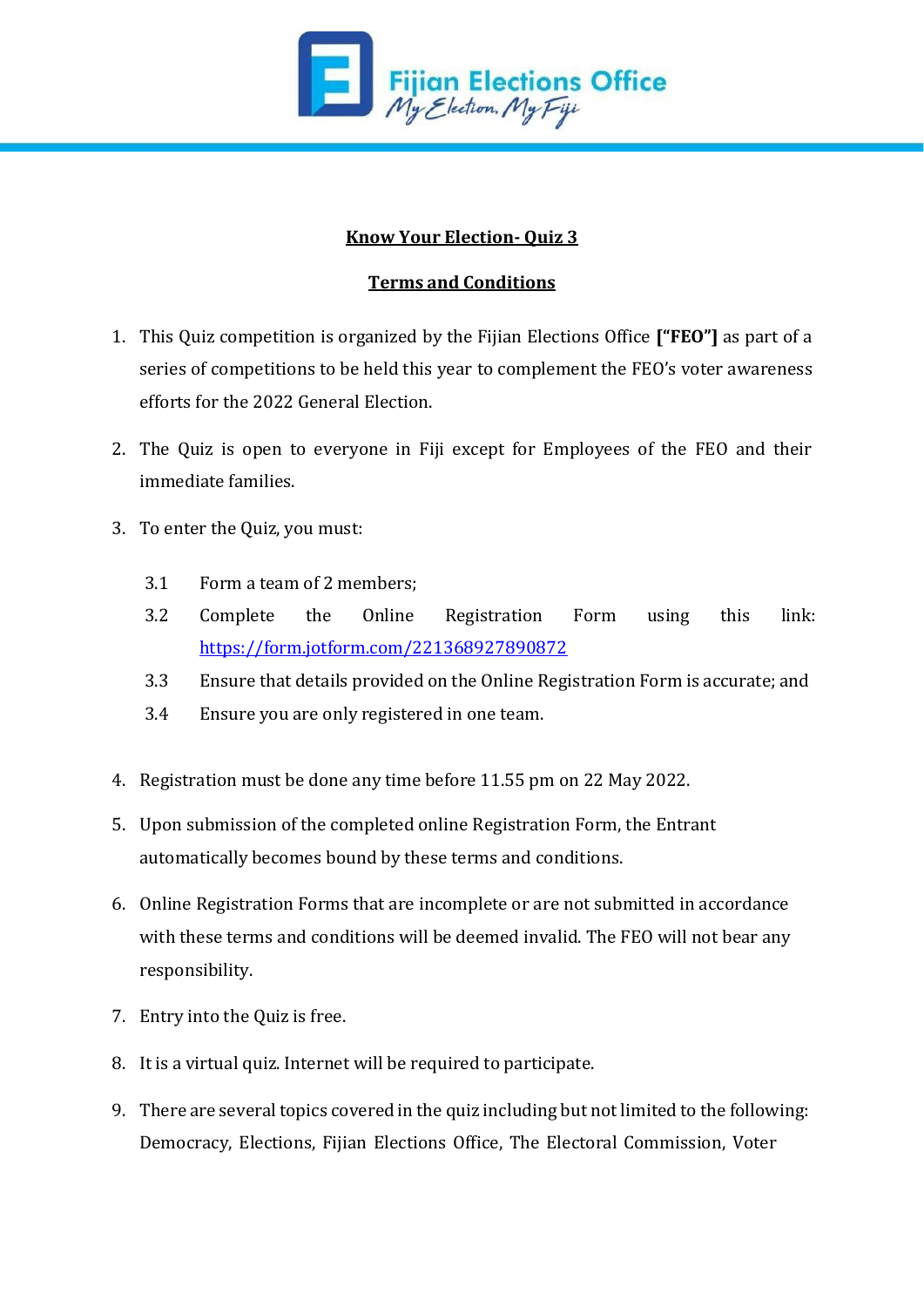Fijian Elections Office

My Election, My Fiji

## Know Your Election- Quiz 3

## Terms and Conditions

1. This Quiz competition is organized by the Fijian Elections Office **["FEO"]** as part of a series of competitions to be held this year to complement the FEO's voter awareness efforts for the 2022 General Election.

2. The Quiz is open to everyone in Fiji except for Employees of the FEO and their immediate families.

3. To enter the Quiz, you must:

   3.1 Form a team of 2 members;

   3.2 Complete the Online Registration Form using this link: [https://form.jotform.com/221368927890872](https://form.jotform.com/221368927890872)

   3.3 Ensure that details provided on the Online Registration Form is accurate; and

   3.4 Ensure you are only registered in one team.

4. Registration must be done any time before 11.55 pm on 22 May 2022.

5. Upon submission of the completed online Registration Form, the Entrant automatically becomes bound by these terms and conditions.

6. Online Registration Forms that are incomplete or are not submitted in accordance with these terms and conditions will be deemed invalid. The FEO will not bear any responsibility.

7. Entry into the Quiz is free.

8. It is a virtual quiz. Internet will be required to participate.

9. There are several topics covered in the quiz including but not limited to the following: Democracy, Elections, Fijian Elections Office, The Electoral Commission, Voter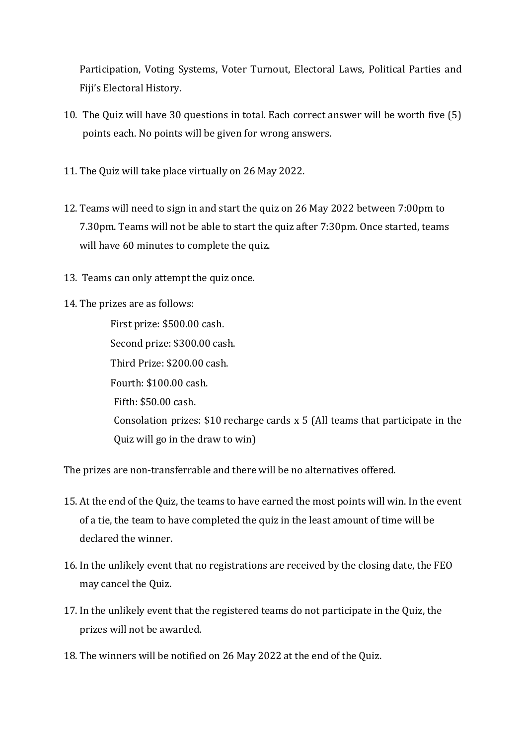Participation, Voting Systems, Voter Turnout, Electoral Laws, Political Parties and Fiji's Electoral History.

10. The Quiz will have 30 questions in total. Each correct answer will be worth five (5) points each. No points will be given for wrong answers.

11. The Quiz will take place virtually on 26 May 2022.

12. Teams will need to sign in and start the quiz on 26 May 2022 between 7:00pm to 7.30pm. Teams will not be able to start the quiz after 7:30pm. Once started, teams will have 60 minutes to complete the quiz.

13. Teams can only attempt the quiz once.

14. The prizes are as follows:

    First prize: $500.00 cash.
    Second prize: $300.00 cash.
    Third Prize: $200.00 cash.
    Fourth: $100.00 cash.
    Fifth: $50.00 cash.
    Consolation prizes: $10 recharge cards x 5 (All teams that participate in the Quiz will go in the draw to win)

The prizes are non-transferrable and there will be no alternatives offered.

15. At the end of the Quiz, the teams to have earned the most points will win. In the event of a tie, the team to have completed the quiz in the least amount of time will be declared the winner.

16. In the unlikely event that no registrations are received by the closing date, the FEO may cancel the Quiz.

17. In the unlikely event that the registered teams do not participate in the Quiz, the prizes will not be awarded.

18. The winners will be notified on 26 May 2022 at the end of the Quiz.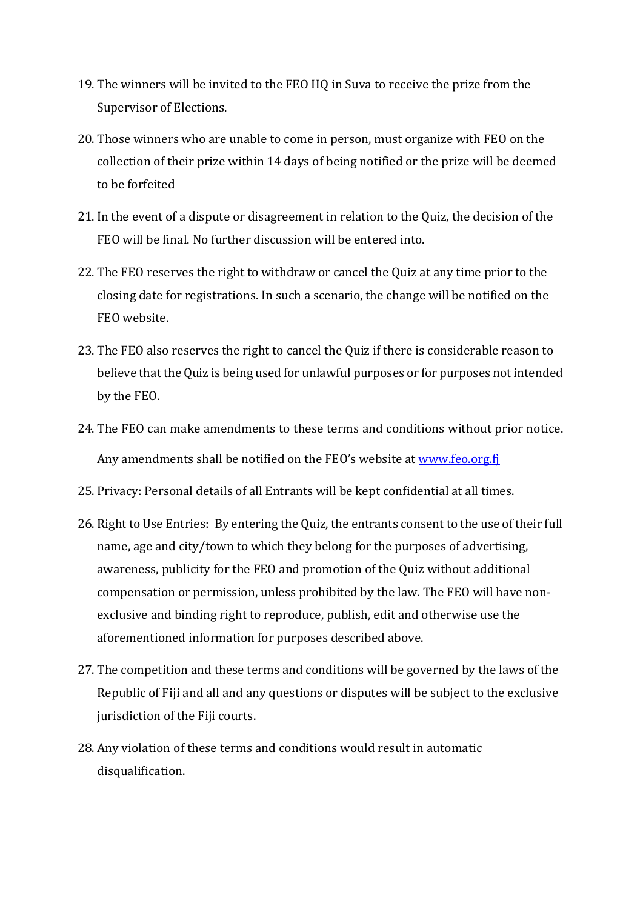19. The winners will be invited to the FEO HQ in Suva to receive the prize from the Supervisor of Elections.
20. Those winners who are unable to come in person, must organize with FEO on the collection of their prize within 14 days of being notified or the prize will be deemed to be forfeited
21. In the event of a dispute or disagreement in relation to the Quiz, the decision of the FEO will be final. No further discussion will be entered into.
22. The FEO reserves the right to withdraw or cancel the Quiz at any time prior to the closing date for registrations. In such a scenario, the change will be notified on the FEO website.
23. The FEO also reserves the right to cancel the Quiz if there is considerable reason to believe that the Quiz is being used for unlawful purposes or for purposes not intended by the FEO.
24. The FEO can make amendments to these terms and conditions without prior notice.

    Any amendments shall be notified on the FEO's website at [www.feo.org.fj](http://www.feo.org.fj)
25. Privacy: Personal details of all Entrants will be kept confidential at all times.
26. Right to Use Entries: By entering the Quiz, the entrants consent to the use of their full name, age and city/town to which they belong for the purposes of advertising, awareness, publicity for the FEO and promotion of the Quiz without additional compensation or permission, unless prohibited by the law. The FEO will have non-exclusive and binding right to reproduce, publish, edit and otherwise use the aforementioned information for purposes described above.
27. The competition and these terms and conditions will be governed by the laws of the Republic of Fiji and all and any questions or disputes will be subject to the exclusive jurisdiction of the Fiji courts.
28. Any violation of these terms and conditions would result in automatic disqualification.